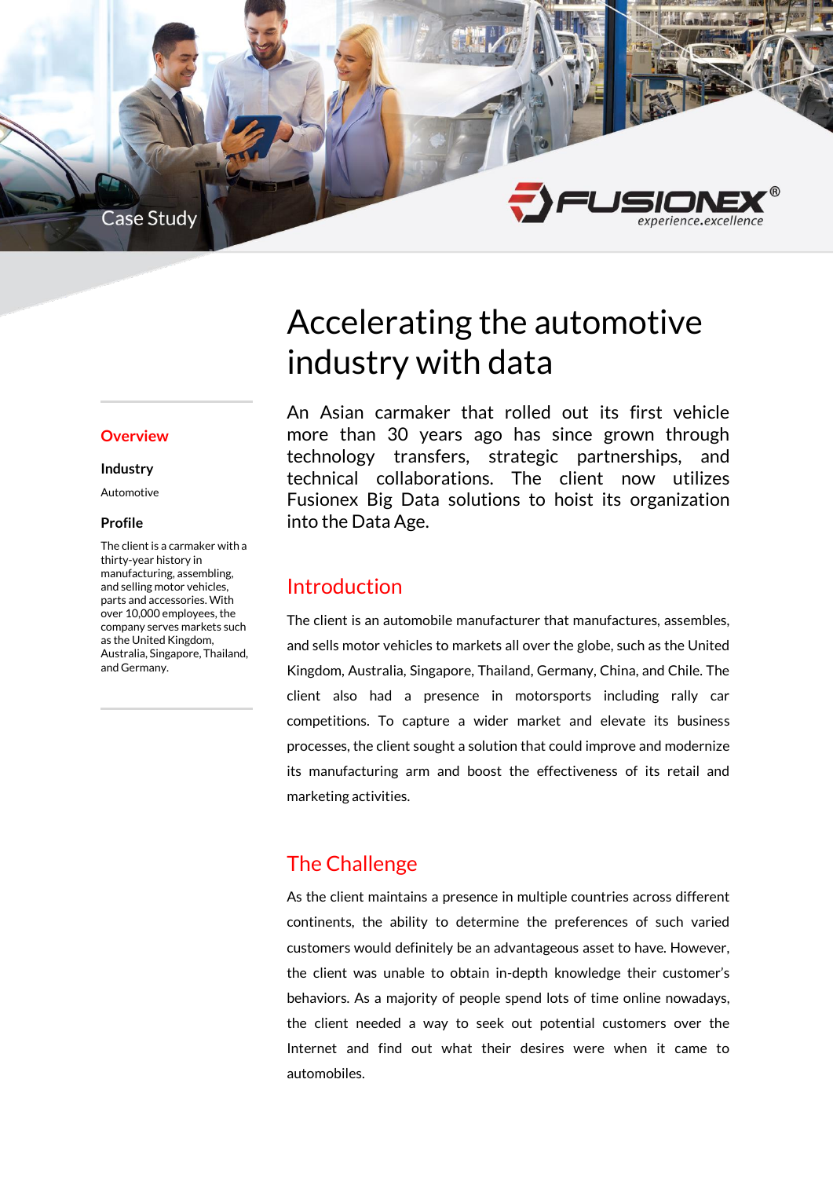Case Study

# Accelerating the automotive industry with data

An Asian carmaker that rolled out its first vehicle more than 30 years ago has since grown through technology transfers, strategic partnerships, and technical collaborations. The client now utilizes Fusionex Big Data solutions to hoist its organization into the Data Age.

## Overview

### Industry

Automotive

### Profile

The client is a carmaker with a thirty-year history in manufacturing, assembling, and selling motor vehicles, parts and accessories. With over 10,000 employees, the company serves markets such as the United Kingdom, Australia, Singapore, Thailand, and Germany.

## Introduction

The client is an automobile manufacturer that manufactures, assembles, and sells motor vehicles to markets all over the globe, such as the United Kingdom, Australia, Singapore, Thailand, Germany, China, and Chile. The client also had a presence in motorsports including rally car competitions. To capture a wider market and elevate its business processes, the client sought a solution that could improve and modernize its manufacturing arm and boost the effectiveness of its retail and marketing activities.

## The Challenge

As the client maintains a presence in multiple countries across different continents, the ability to determine the preferences of such varied customers would definitely be an advantageous asset to have. However, the client was unable to obtain in-depth knowledge their customer's behaviors. As a majority of people spend lots of time online nowadays, the client needed a way to seek out potential customers over the Internet and find out what their desires were when it came to automobiles.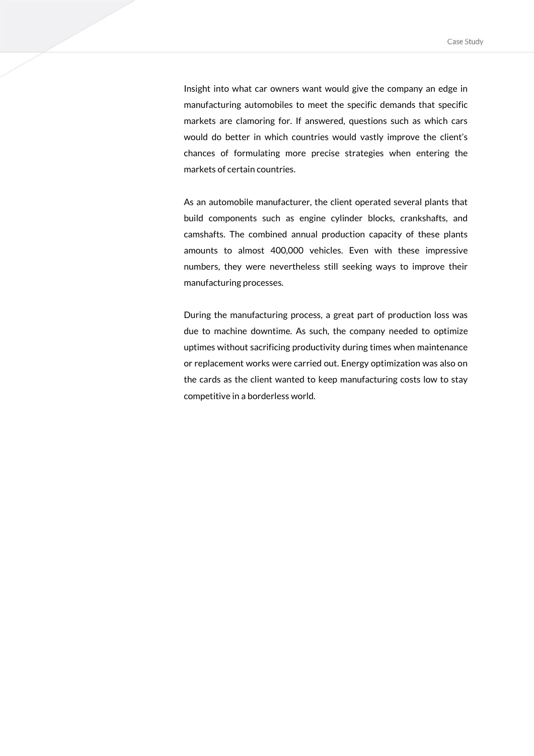Insight into what car owners want would give the company an edge in manufacturing automobiles to meet the specific demands that specific markets are clamoring for. If answered, questions such as which cars would do better in which countries would vastly improve the client's chances of formulating more precise strategies when entering the markets of certain countries.

As an automobile manufacturer, the client operated several plants that build components such as engine cylinder blocks, crankshafts, and camshafts. The combined annual production capacity of these plants amounts to almost 400,000 vehicles. Even with these impressive numbers, they were nevertheless still seeking ways to improve their manufacturing processes.

During the manufacturing process, a great part of production loss was due to machine downtime. As such, the company needed to optimize uptimes without sacrificing productivity during times when maintenance or replacement works were carried out. Energy optimization was also on the cards as the client wanted to keep manufacturing costs low to stay competitive in a borderless world.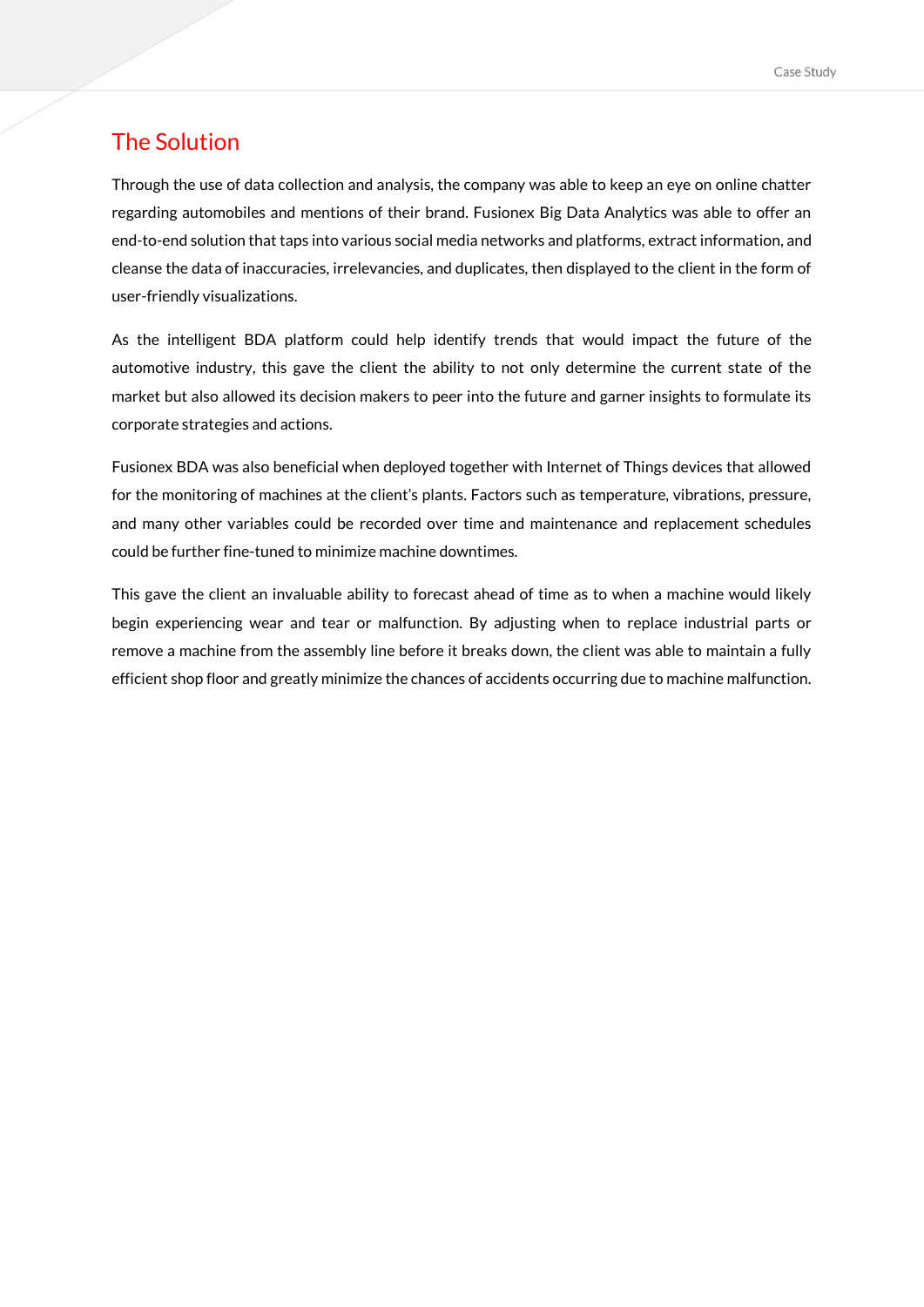## The Solution

Through the use of data collection and analysis, the company was able to keep an eye on online chatter regarding automobiles and mentions of their brand. Fusionex Big Data Analytics was able to offer an end-to-end solution that taps into various social media networks and platforms, extract information, and cleanse the data of inaccuracies, irrelevancies, and duplicates, then displayed to the client in the form of user-friendly visualizations.

As the intelligent BDA platform could help identify trends that would impact the future of the automotive industry, this gave the client the ability to not only determine the current state of the market but also allowed its decision makers to peer into the future and garner insights to formulate its corporate strategies and actions.

Fusionex BDA was also beneficial when deployed together with Internet of Things devices that allowed for the monitoring of machines at the client's plants. Factors such as temperature, vibrations, pressure, and many other variables could be recorded over time and maintenance and replacement schedules could be further fine-tuned to minimize machine downtimes.

This gave the client an invaluable ability to forecast ahead of time as to when a machine would likely begin experiencing wear and tear or malfunction. By adjusting when to replace industrial parts or remove a machine from the assembly line before it breaks down, the client was able to maintain a fully efficient shop floor and greatly minimize the chances of accidents occurring due to machine malfunction.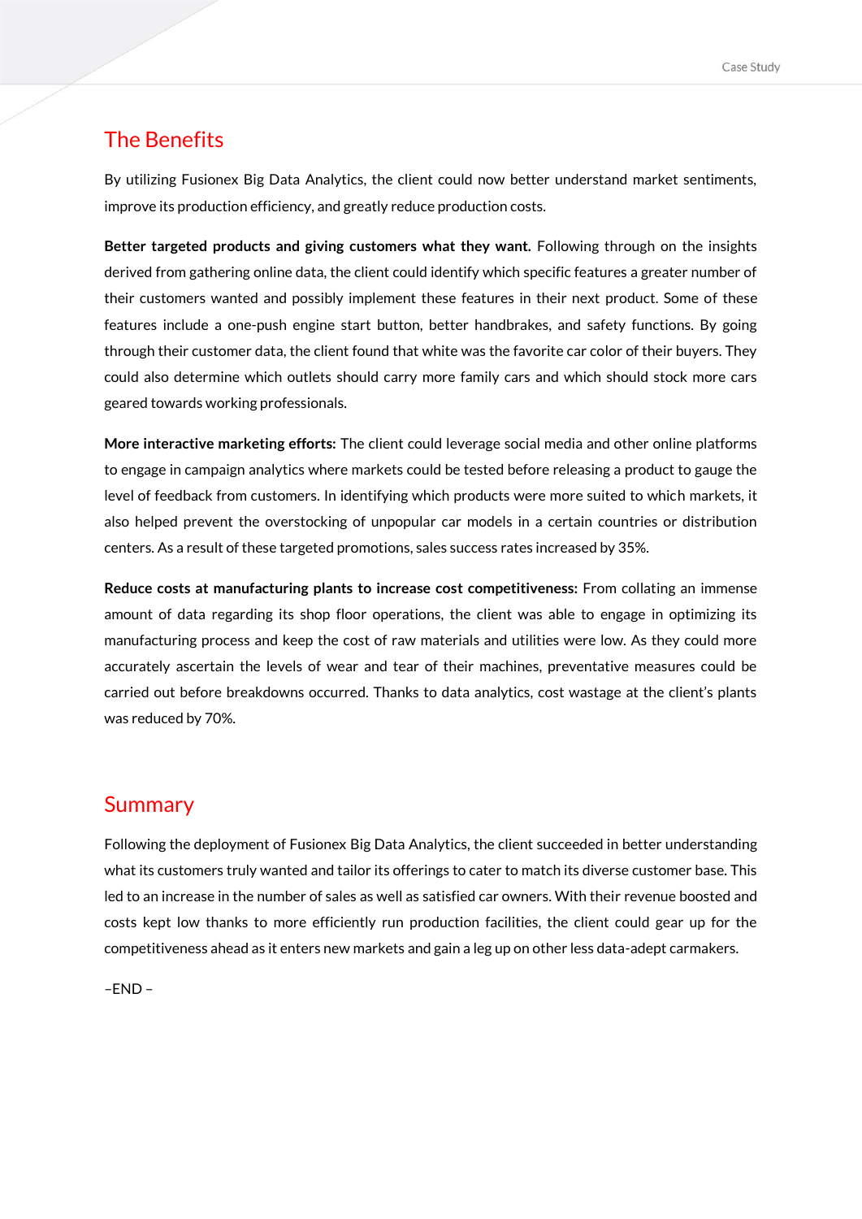## The Benefits

By utilizing Fusionex Big Data Analytics, the client could now better understand market sentiments, improve its production efficiency, and greatly reduce production costs.

**Better targeted products and giving customers what they want.** Following through on the insights derived from gathering online data, the client could identify which specific features a greater number of their customers wanted and possibly implement these features in their next product. Some of these features include a one-push engine start button, better handbrakes, and safety functions. By going through their customer data, the client found that white was the favorite car color of their buyers. They could also determine which outlets should carry more family cars and which should stock more cars geared towards working professionals.

**More interactive marketing efforts:** The client could leverage social media and other online platforms to engage in campaign analytics where markets could be tested before releasing a product to gauge the level of feedback from customers. In identifying which products were more suited to which markets, it also helped prevent the overstocking of unpopular car models in a certain countries or distribution centers. As a result of these targeted promotions, sales success rates increased by 35%.

**Reduce costs at manufacturing plants to increase cost competitiveness:** From collating an immense amount of data regarding its shop floor operations, the client was able to engage in optimizing its manufacturing process and keep the cost of raw materials and utilities were low. As they could more accurately ascertain the levels of wear and tear of their machines, preventative measures could be carried out before breakdowns occurred. Thanks to data analytics, cost wastage at the client's plants was reduced by 70%.

## Summary

Following the deployment of Fusionex Big Data Analytics, the client succeeded in better understanding what its customers truly wanted and tailor its offerings to cater to match its diverse customer base. This led to an increase in the number of sales as well as satisfied car owners. With their revenue boosted and costs kept low thanks to more efficiently run production facilities, the client could gear up for the competitiveness ahead as it enters new markets and gain a leg up on other less data-adept carmakers.

–END –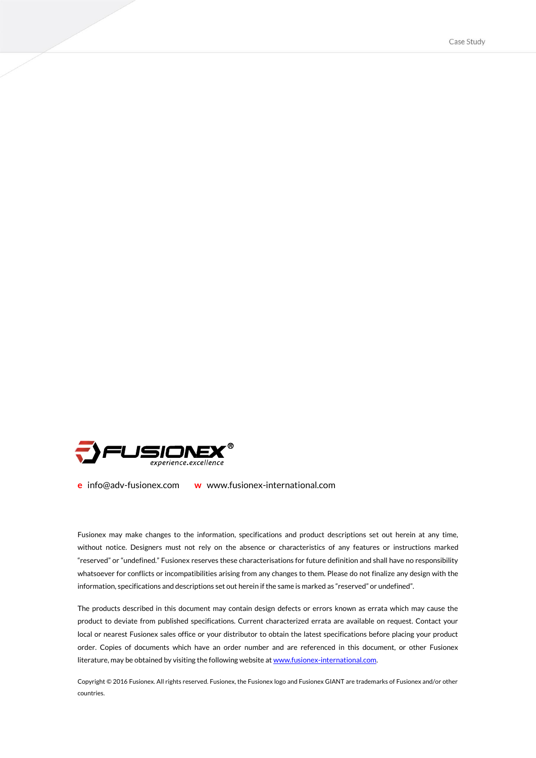FUSIONEX®
experience.excellence

**e** info@adv-fusionex.com **w** www.fusionex-international.com

Fusionex may make changes to the information, specifications and product descriptions set out herein at any time, without notice. Designers must not rely on the absence or characteristics of any features or instructions marked "reserved" or "undefined." Fusionex reserves these characterisations for future definition and shall have no responsibility whatsoever for conflicts or incompatibilities arising from any changes to them. Please do not finalize any design with the information, specifications and descriptions set out herein if the same is marked as "reserved" or undefined".

The products described in this document may contain design defects or errors known as errata which may cause the product to deviate from published specifications. Current characterized errata are available on request. Contact your local or nearest Fusionex sales office or your distributor to obtain the latest specifications before placing your product order. Copies of documents which have an order number and are referenced in this document, or other Fusionex literature, may be obtained by visiting the following website at www.fusionex-international.com.

Copyright © 2016 Fusionex. All rights reserved. Fusionex, the Fusionex logo and Fusionex GIANT are trademarks of Fusionex and/or other countries.